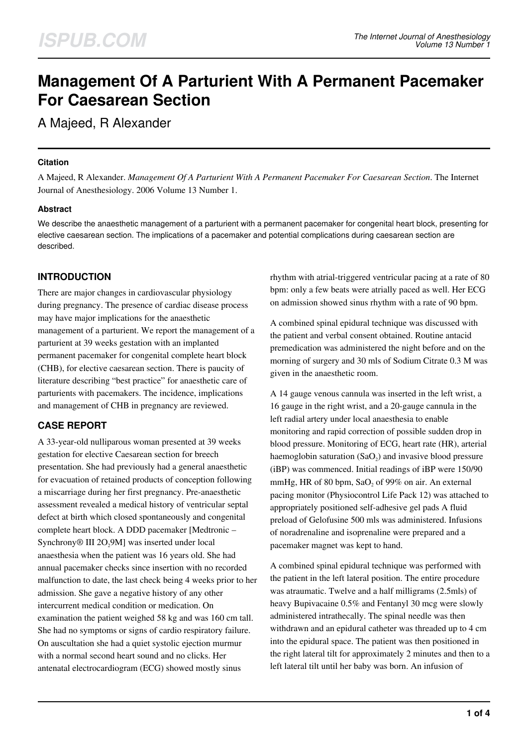# Management Of A Parturient With A Permanent Pacemaker For Caesarean Section

A Majeed, R Alexander

## Citation

A Majeed, R Alexander. *Management Of A Parturient With A Permanent Pacemaker For Caesarean Section*. The Internet Journal of Anesthesiology. 2006 Volume 13 Number 1.

## Abstract

We describe the anaesthetic management of a parturient with a permanent pacemaker for congenital heart block, presenting for elective caesarean section. The implications of a pacemaker and potential complications during caesarean section are described.

## INTRODUCTION

There are major changes in cardiovascular physiology during pregnancy. The presence of cardiac disease process may have major implications for the anaesthetic management of a parturient. We report the management of a parturient at 39 weeks gestation with an implanted permanent pacemaker for congenital complete heart block (CHB), for elective caesarean section. There is paucity of literature describing "best practice" for anaesthetic care of parturients with pacemakers. The incidence, implications and management of CHB in pregnancy are reviewed.

## CASE REPORT

A 33-year-old nulliparous woman presented at 39 weeks gestation for elective Caesarean section for breech presentation. She had previously had a general anaesthetic for evacuation of retained products of conception following a miscarriage during her first pregnancy. Pre-anaesthetic assessment revealed a medical history of ventricular septal defect at birth which closed spontaneously and congenital complete heart block. A DDD pacemaker [Medtronic – Synchrony® III 2$O_2$9M] was inserted under local anaesthesia when the patient was 16 years old. She had annual pacemaker checks since insertion with no recorded malfunction to date, the last check being 4 weeks prior to her admission. She gave a negative history of any other intercurrent medical condition or medication. On examination the patient weighed 58 kg and was 160 cm tall. She had no symptoms or signs of cardio respiratory failure. On auscultation she had a quiet systolic ejection murmur with a normal second heart sound and no clicks. Her antenatal electrocardiogram (ECG) showed mostly sinus rhythm with atrial-triggered ventricular pacing at a rate of 80 bpm: only a few beats were atrially paced as well. Her ECG on admission showed sinus rhythm with a rate of 90 bpm.

A combined spinal epidural technique was discussed with the patient and verbal consent obtained. Routine antacid premedication was administered the night before and on the morning of surgery and 30 mls of Sodium Citrate 0.3 M was given in the anaesthetic room.

A 14 gauge venous cannula was inserted in the left wrist, a 16 gauge in the right wrist, and a 20-gauge cannula in the left radial artery under local anaesthesia to enable monitoring and rapid correction of possible sudden drop in blood pressure. Monitoring of ECG, heart rate (HR), arterial haemoglobin saturation ($SaO_2$) and invasive blood pressure (iBP) was commenced. Initial readings of iBP were 150/90 mmHg, HR of 80 bpm, $SaO_2$ of 99% on air. An external pacing monitor (Physiocontrol Life Pack 12) was attached to appropriately positioned self-adhesive gel pads A fluid preload of Gelofusine 500 mls was administered. Infusions of noradrenaline and isoprenaline were prepared and a pacemaker magnet was kept to hand.

A combined spinal epidural technique was performed with the patient in the left lateral position. The entire procedure was atraumatic. Twelve and a half milligrams (2.5mls) of heavy Bupivacaine 0.5% and Fentanyl 30 mcg were slowly administered intrathecally. The spinal needle was then withdrawn and an epidural catheter was threaded up to 4 cm into the epidural space. The patient was then positioned in the right lateral tilt for approximately 2 minutes and then to a left lateral tilt until her baby was born. An infusion of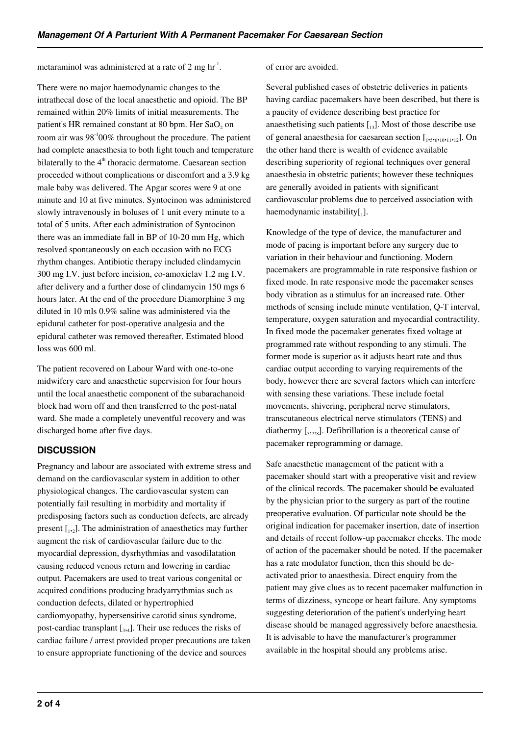metaraminol was administered at a rate of 2 mg $hr^{-1}$.

There were no major haemodynamic changes to the intrathecal dose of the local anaesthetic and opioid. The BP remained within 20% limits of initial measurements. The patient's HR remained constant at 80 bpm. Her $SaO_2$ on room air was $98^{-1}00$% throughout the procedure. The patient had complete anaesthesia to both light touch and temperature bilaterally to the 4th thoracic dermatome. Caesarean section proceeded without complications or discomfort and a 3.9 kg male baby was delivered. The Apgar scores were 9 at one minute and 10 at five minutes. Syntocinon was administered slowly intravenously in boluses of 1 unit every minute to a total of 5 units. After each administration of Syntocinon there was an immediate fall in BP of 10-20 mm Hg, which resolved spontaneously on each occasion with no ECG rhythm changes. Antibiotic therapy included clindamycin 300 mg I.V. just before incision, co-amoxiclav 1.2 mg I.V. after delivery and a further dose of clindamycin 150 mgs 6 hours later. At the end of the procedure Diamorphine 3 mg diluted in 10 mls 0.9% saline was administered via the epidural catheter for post-operative analgesia and the epidural catheter was removed thereafter. Estimated blood loss was 600 ml.

The patient recovered on Labour Ward with one-to-one midwifery care and anaesthetic supervision for four hours until the local anaesthetic component of the subarachanoid block had worn off and then transferred to the post-natal ward. She made a completely uneventful recovery and was discharged home after five days.

## DISCUSSION

Pregnancy and labour are associated with extreme stress and demand on the cardiovascular system in addition to other physiological changes. The cardiovascular system can potentially fail resulting in morbidity and mortality if predisposing factors such as conduction defects, are already present [1,2]. The administration of anaesthetics may further augment the risk of cardiovascular failure due to the myocardial depression, dysrhythmias and vasodilatation causing reduced venous return and lowering in cardiac output. Pacemakers are used to treat various congenital or acquired conditions producing bradyarrythmias such as conduction defects, dilated or hypertrophied cardiomyopathy, hypersensitive carotid sinus syndrome, post-cardiac transplant [3,4]. Their use reduces the risks of cardiac failure / arrest provided proper precautions are taken to ensure appropriate functioning of the device and sources of error are avoided.

Several published cases of obstetric deliveries in patients having cardiac pacemakers have been described, but there is a paucity of evidence describing best practice for anaesthetising such patients [13]. Most of those describe use of general anaesthesia for caesarean section [1,5,6,10,11,12]. On the other hand there is wealth of evidence available describing superiority of regional techniques over general anaesthesia in obstetric patients; however these techniques are generally avoided in patients with significant cardiovascular problems due to perceived association with haemodynamic instability[1].

Knowledge of the type of device, the manufacturer and mode of pacing is important before any surgery due to variation in their behaviour and functioning. Modern pacemakers are programmable in rate responsive fashion or fixed mode. In rate responsive mode the pacemaker senses body vibration as a stimulus for an increased rate. Other methods of sensing include minute ventilation, Q-T interval, temperature, oxygen saturation and myocardial contractility. In fixed mode the pacemaker generates fixed voltage at programmed rate without responding to any stimuli. The former mode is superior as it adjusts heart rate and thus cardiac output according to varying requirements of the body, however there are several factors which can interfere with sensing these variations. These include foetal movements, shivering, peripheral nerve stimulators, transcutaneous electrical nerve stimulators (TENS) and diathermy [5,7,8]. Defibrillation is a theoretical cause of pacemaker reprogramming or damage.

Safe anaesthetic management of the patient with a pacemaker should start with a preoperative visit and review of the clinical records. The pacemaker should be evaluated by the physician prior to the surgery as part of the routine preoperative evaluation. Of particular note should be the original indication for pacemaker insertion, date of insertion and details of recent follow-up pacemaker checks. The mode of action of the pacemaker should be noted. If the pacemaker has a rate modulator function, then this should be de-activated prior to anaesthesia. Direct enquiry from the patient may give clues as to recent pacemaker malfunction in terms of dizziness, syncope or heart failure. Any symptoms suggesting deterioration of the patient's underlying heart disease should be managed aggressively before anaesthesia. It is advisable to have the manufacturer's programmer available in the hospital should any problems arise.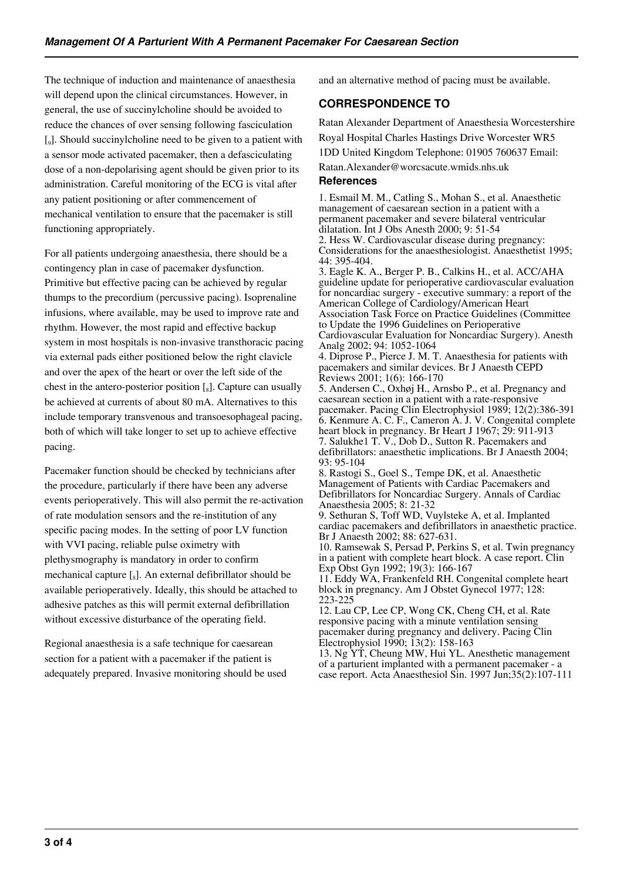The technique of induction and maintenance of anaesthesia will depend upon the clinical circumstances. However, in general, the use of succinylcholine should be avoided to reduce the chances of over sensing following fasciculation [9]. Should succinylcholine need to be given to a patient with a sensor mode activated pacemaker, then a defasciculating dose of a non-depolarising agent should be given prior to its administration. Careful monitoring of the ECG is vital after any patient positioning or after commencement of mechanical ventilation to ensure that the pacemaker is still functioning appropriately.

For all patients undergoing anaesthesia, there should be a contingency plan in case of pacemaker dysfunction. Primitive but effective pacing can be achieved by regular thumps to the precordium (percussive pacing). Isoprenaline infusions, where available, may be used to improve rate and rhythm. However, the most rapid and effective backup system in most hospitals is non-invasive transthoracic pacing via external pads either positioned below the right clavicle and over the apex of the heart or over the left side of the chest in the antero-posterior position [8]. Capture can usually be achieved at currents of about 80 mA. Alternatives to this include temporary transvenous and transoesophageal pacing, both of which will take longer to set up to achieve effective pacing.

Pacemaker function should be checked by technicians after the procedure, particularly if there have been any adverse events perioperatively. This will also permit the re-activation of rate modulation sensors and the re-institution of any specific pacing modes. In the setting of poor LV function with VVI pacing, reliable pulse oximetry with plethysmography is mandatory in order to confirm mechanical capture [8]. An external defibrillator should be available perioperatively. Ideally, this should be attached to adhesive patches as this will permit external defibrillation without excessive disturbance of the operating field.

Regional anaesthesia is a safe technique for caesarean section for a patient with a pacemaker if the patient is adequately prepared. Invasive monitoring should be used and an alternative method of pacing must be available.

## CORRESPONDENCE TO

Ratan Alexander Department of Anaesthesia Worcestershire Royal Hospital Charles Hastings Drive Worcester WR5 1DD United Kingdom Telephone: 01905 760637 Email: Ratan.Alexander@worcsacute.wmids.nhs.uk

### References

1. Esmail M. M., Catling S., Mohan S., et al. Anaesthetic management of caesarean section in a patient with a permanent pacemaker and severe bilateral ventricular dilatation. Int J Obs Anesth 2000; 9: 51-54
2. Hess W. Cardiovascular disease during pregnancy: Considerations for the anaesthesiologist. Anaesthetist 1995; 44: 395-404.
3. Eagle K. A., Berger P. B., Calkins H., et al. ACC/AHA guideline update for perioperative cardiovascular evaluation for noncardiac surgery - executive summary: a report of the American College of Cardiology/American Heart Association Task Force on Practice Guidelines (Committee to Update the 1996 Guidelines on Perioperative Cardiovascular Evaluation for Noncardiac Surgery). Anesth Analg 2002; 94: 1052-1064
4. Diprose P., Pierce J. M. T. Anaesthesia for patients with pacemakers and similar devices. Br J Anaesth CEPD Reviews 2001; 1(6): 166-170
5. Andersen C., Oxhøj H., Arnsbo P., et al. Pregnancy and caesarean section in a patient with a rate-responsive pacemaker. Pacing Clin Electrophysiol 1989; 12(2):386-391
6. Kenmure A. C. F., Cameron A. J. V. Congenital complete heart block in pregnancy. Br Heart J 1967; 29: 911-913
7. Salukhe1 T. V., Dob D., Sutton R. Pacemakers and defibrillators: anaesthetic implications. Br J Anaesth 2004; 93: 95-104
8. Rastogi S., Goel S., Tempe DK, et al. Anaesthetic Management of Patients with Cardiac Pacemakers and Defibrillators for Noncardiac Surgery. Annals of Cardiac Anaesthesia 2005; 8: 21-32
9. Sethuran S, Toff WD, Vuylsteke A, et al. Implanted cardiac pacemakers and defibrillators in anaesthetic practice. Br J Anaesth 2002; 88: 627-631.
10. Ramsewak S, Persad P, Perkins S, et al. Twin pregnancy in a patient with complete heart block. A case report. Clin Exp Obst Gyn 1992; 19(3): 166-167
11. Eddy WA, Frankenfeld RH. Congenital complete heart block in pregnancy. Am J Obstet Gynecol 1977; 128: 223-225
12. Lau CP, Lee CP, Wong CK, Cheng CH, et al. Rate responsive pacing with a minute ventilation sensing pacemaker during pregnancy and delivery. Pacing Clin Electrophysiol 1990; 13(2): 158-163
13. Ng YT, Cheung MW, Hui YL. Anesthetic management of a parturient implanted with a permanent pacemaker - a case report. Acta Anaesthesiol Sin. 1997 Jun;35(2):107-111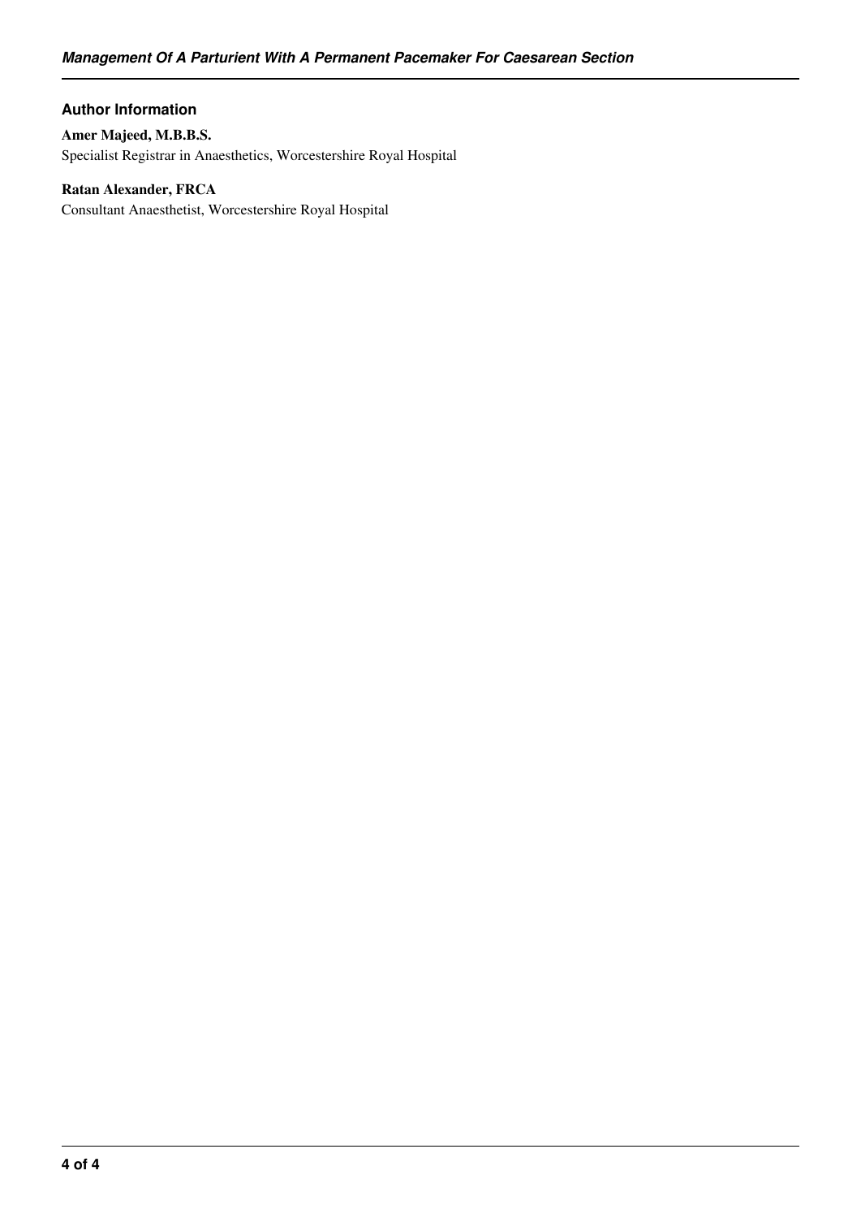## Author Information

**Amer Majeed, M.B.B.S.**
Specialist Registrar in Anaesthetics, Worcestershire Royal Hospital

**Ratan Alexander, FRCA**
Consultant Anaesthetist, Worcestershire Royal Hospital